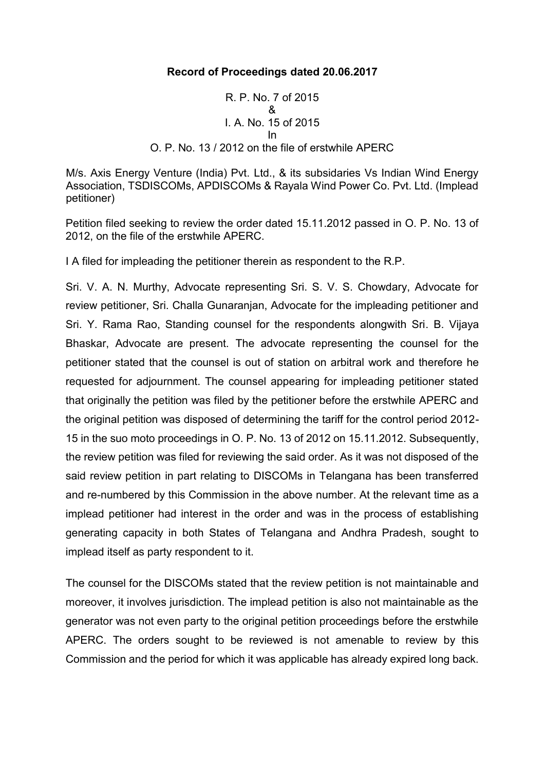**Record of Proceedings dated 20.06.2017**

R. P. No. 7 of 2015
&
I. A. No. 15 of 2015
In
O. P. No. 13 / 2012 on the file of erstwhile APERC

M/s. Axis Energy Venture (India) Pvt. Ltd., & its subsidaries Vs Indian Wind Energy Association, TSDISCOMs, APDISCOMs & Rayala Wind Power Co. Pvt. Ltd. (Implead petitioner)

Petition filed seeking to review the order dated 15.11.2012 passed in O. P. No. 13 of 2012, on the file of the erstwhile APERC.

I A filed for impleading the petitioner therein as respondent to the R.P.

Sri. V. A. N. Murthy, Advocate representing Sri. S. V. S. Chowdary, Advocate for review petitioner, Sri. Challa Gunaranjan, Advocate for the impleading petitioner and Sri. Y. Rama Rao, Standing counsel for the respondents alongwith Sri. B. Vijaya Bhaskar, Advocate are present. The advocate representing the counsel for the petitioner stated that the counsel is out of station on arbitral work and therefore he requested for adjournment. The counsel appearing for impleading petitioner stated that originally the petition was filed by the petitioner before the erstwhile APERC and the original petition was disposed of determining the tariff for the control period 2012-15 in the suo moto proceedings in O. P. No. 13 of 2012 on 15.11.2012. Subsequently, the review petition was filed for reviewing the said order. As it was not disposed of the said review petition in part relating to DISCOMs in Telangana has been transferred and re-numbered by this Commission in the above number. At the relevant time as a implead petitioner had interest in the order and was in the process of establishing generating capacity in both States of Telangana and Andhra Pradesh, sought to implead itself as party respondent to it.

The counsel for the DISCOMs stated that the review petition is not maintainable and moreover, it involves jurisdiction. The implead petition is also not maintainable as the generator was not even party to the original petition proceedings before the erstwhile APERC. The orders sought to be reviewed is not amenable to review by this Commission and the period for which it was applicable has already expired long back.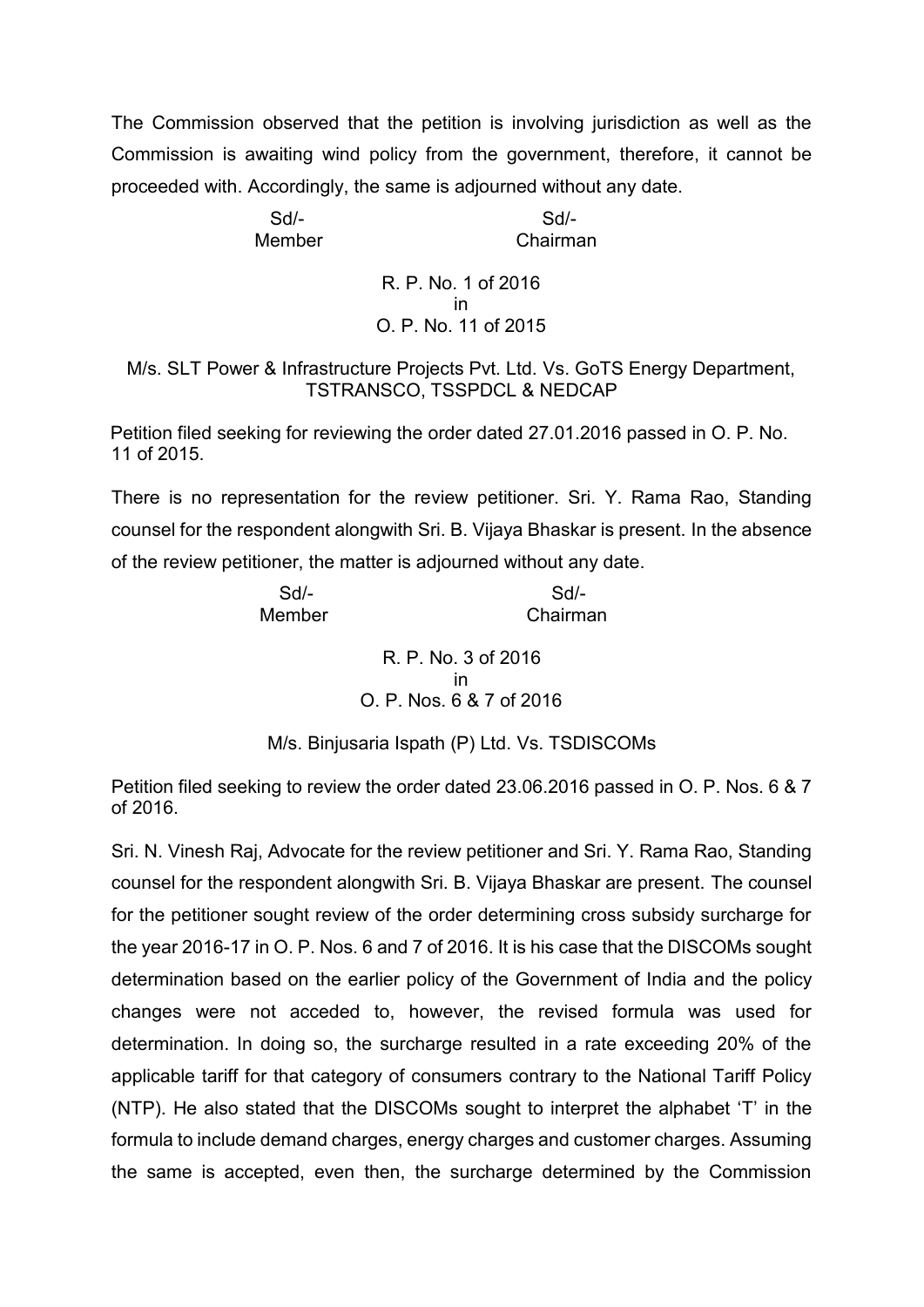The Commission observed that the petition is involving jurisdiction as well as the Commission is awaiting wind policy from the government, therefore, it cannot be proceeded with. Accordingly, the same is adjourned without any date.

| Sd/- | Sd/- |
|---|---|
| Member | Chairman |

R. P. No. 1 of 2016
in
O. P. No. 11 of 2015

M/s. SLT Power & Infrastructure Projects Pvt. Ltd. Vs. GoTS Energy Department, TSTRANSCO, TSSPDCL & NEDCAP

Petition filed seeking for reviewing the order dated 27.01.2016 passed in O. P. No. 11 of 2015.

There is no representation for the review petitioner. Sri. Y. Rama Rao, Standing counsel for the respondent alongwith Sri. B. Vijaya Bhaskar is present. In the absence of the review petitioner, the matter is adjourned without any date.

| Sd/- | Sd/- |
|---|---|
| Member | Chairman |

R. P. No. 3 of 2016
in
O. P. Nos. 6 & 7 of 2016

M/s. Binjusaria Ispath (P) Ltd. Vs. TSDISCOMs

Petition filed seeking to review the order dated 23.06.2016 passed in O. P. Nos. 6 & 7 of 2016.

Sri. N. Vinesh Raj, Advocate for the review petitioner and Sri. Y. Rama Rao, Standing counsel for the respondent alongwith Sri. B. Vijaya Bhaskar are present. The counsel for the petitioner sought review of the order determining cross subsidy surcharge for the year 2016-17 in O. P. Nos. 6 and 7 of 2016. It is his case that the DISCOMs sought determination based on the earlier policy of the Government of India and the policy changes were not acceded to, however, the revised formula was used for determination. In doing so, the surcharge resulted in a rate exceeding 20% of the applicable tariff for that category of consumers contrary to the National Tariff Policy (NTP). He also stated that the DISCOMs sought to interpret the alphabet 'T' in the formula to include demand charges, energy charges and customer charges. Assuming the same is accepted, even then, the surcharge determined by the Commission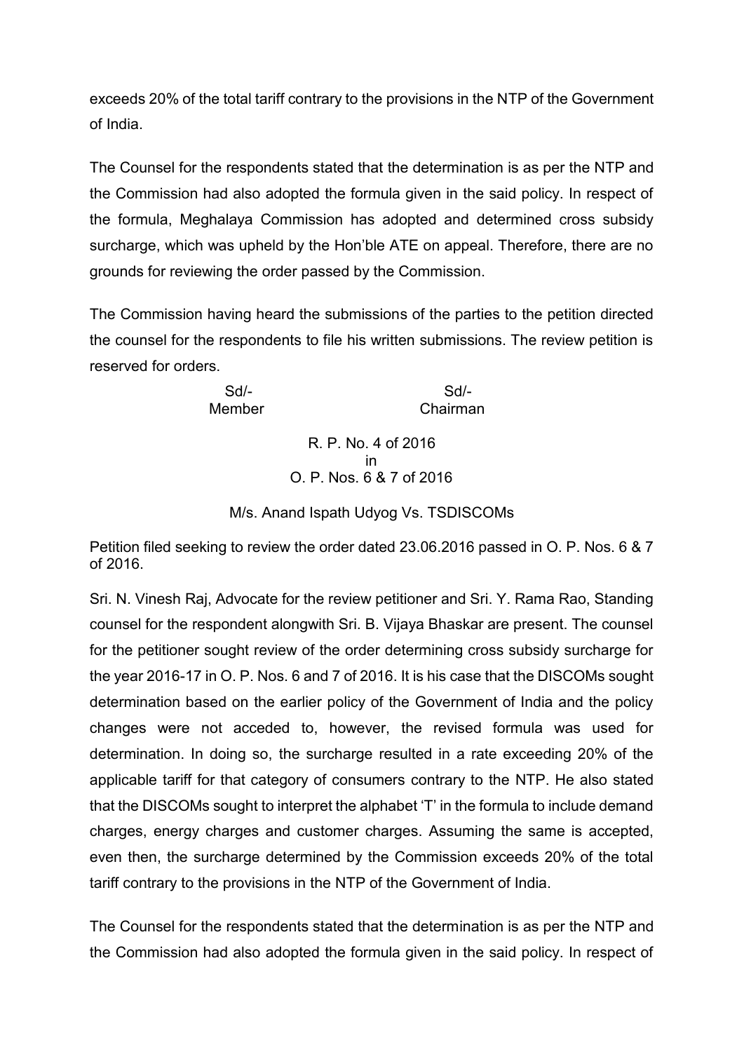exceeds 20% of the total tariff contrary to the provisions in the NTP of the Government of India.

The Counsel for the respondents stated that the determination is as per the NTP and the Commission had also adopted the formula given in the said policy. In respect of the formula, Meghalaya Commission has adopted and determined cross subsidy surcharge, which was upheld by the Hon'ble ATE on appeal. Therefore, there are no grounds for reviewing the order passed by the Commission.

The Commission having heard the submissions of the parties to the petition directed the counsel for the respondents to file his written submissions. The review petition is reserved for orders.

| Sd/- | Sd/- |
|---|---|
| Member | Chairman |

R. P. No. 4 of 2016
in
O. P. Nos. 6 & 7 of 2016

M/s. Anand Ispath Udyog Vs. TSDISCOMs

Petition filed seeking to review the order dated 23.06.2016 passed in O. P. Nos. 6 & 7 of 2016.

Sri. N. Vinesh Raj, Advocate for the review petitioner and Sri. Y. Rama Rao, Standing counsel for the respondent alongwith Sri. B. Vijaya Bhaskar are present. The counsel for the petitioner sought review of the order determining cross subsidy surcharge for the year 2016-17 in O. P. Nos. 6 and 7 of 2016. It is his case that the DISCOMs sought determination based on the earlier policy of the Government of India and the policy changes were not acceded to, however, the revised formula was used for determination. In doing so, the surcharge resulted in a rate exceeding 20% of the applicable tariff for that category of consumers contrary to the NTP. He also stated that the DISCOMs sought to interpret the alphabet 'T' in the formula to include demand charges, energy charges and customer charges. Assuming the same is accepted, even then, the surcharge determined by the Commission exceeds 20% of the total tariff contrary to the provisions in the NTP of the Government of India.

The Counsel for the respondents stated that the determination is as per the NTP and the Commission had also adopted the formula given in the said policy. In respect of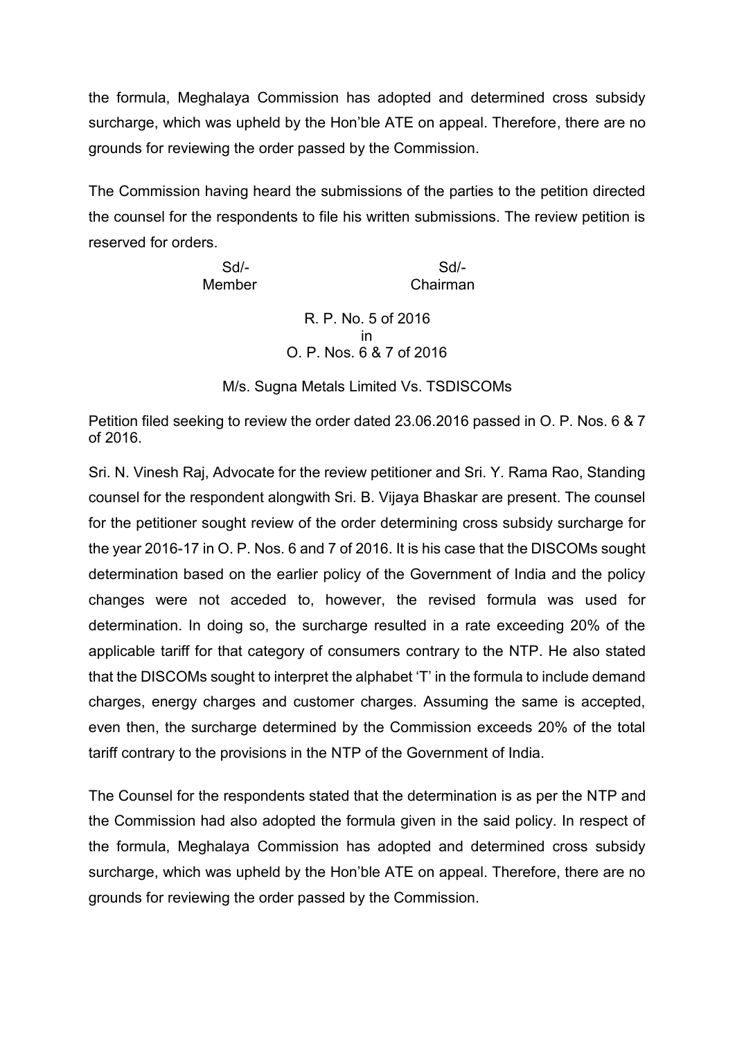the formula, Meghalaya Commission has adopted and determined cross subsidy surcharge, which was upheld by the Hon'ble ATE on appeal. Therefore, there are no grounds for reviewing the order passed by the Commission.

The Commission having heard the submissions of the parties to the petition directed the counsel for the respondents to file his written submissions. The review petition is reserved for orders.

| Sd/- | Sd/- |
|---|---|
| Member | Chairman |

R. P. No. 5 of 2016
in
O. P. Nos. 6 & 7 of 2016

M/s. Sugna Metals Limited Vs. TSDISCOMs

Petition filed seeking to review the order dated 23.06.2016 passed in O. P. Nos. 6 & 7 of 2016.

Sri. N. Vinesh Raj, Advocate for the review petitioner and Sri. Y. Rama Rao, Standing counsel for the respondent alongwith Sri. B. Vijaya Bhaskar are present. The counsel for the petitioner sought review of the order determining cross subsidy surcharge for the year 2016-17 in O. P. Nos. 6 and 7 of 2016. It is his case that the DISCOMs sought determination based on the earlier policy of the Government of India and the policy changes were not acceded to, however, the revised formula was used for determination. In doing so, the surcharge resulted in a rate exceeding 20% of the applicable tariff for that category of consumers contrary to the NTP. He also stated that the DISCOMs sought to interpret the alphabet 'T' in the formula to include demand charges, energy charges and customer charges. Assuming the same is accepted, even then, the surcharge determined by the Commission exceeds 20% of the total tariff contrary to the provisions in the NTP of the Government of India.

The Counsel for the respondents stated that the determination is as per the NTP and the Commission had also adopted the formula given in the said policy. In respect of the formula, Meghalaya Commission has adopted and determined cross subsidy surcharge, which was upheld by the Hon'ble ATE on appeal. Therefore, there are no grounds for reviewing the order passed by the Commission.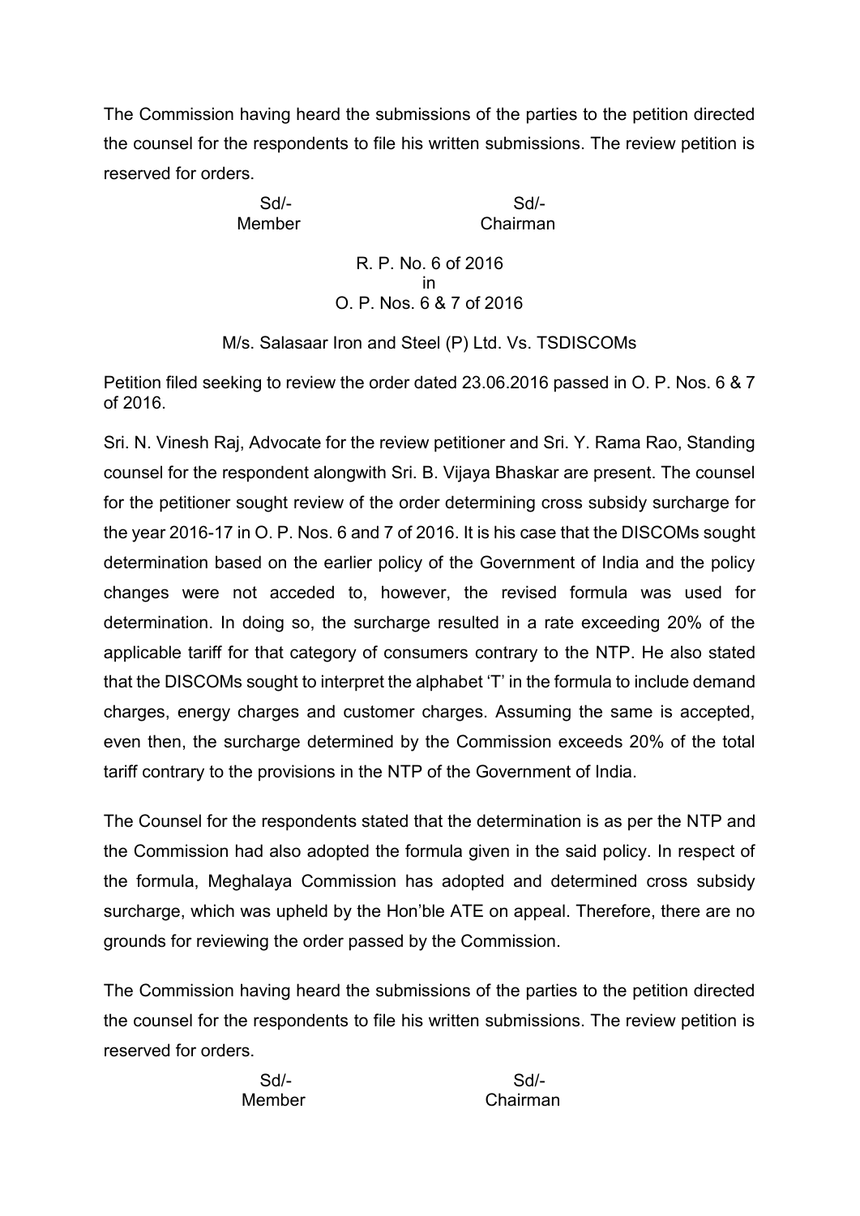The Commission having heard the submissions of the parties to the petition directed the counsel for the respondents to file his written submissions. The review petition is reserved for orders.

| Sd/- | Sd/- |
|---|---|
| Member | Chairman |

R. P. No. 6 of 2016
in
O. P. Nos. 6 & 7 of 2016

M/s. Salasaar Iron and Steel (P) Ltd. Vs. TSDISCOMs

Petition filed seeking to review the order dated 23.06.2016 passed in O. P. Nos. 6 & 7 of 2016.

Sri. N. Vinesh Raj, Advocate for the review petitioner and Sri. Y. Rama Rao, Standing counsel for the respondent alongwith Sri. B. Vijaya Bhaskar are present. The counsel for the petitioner sought review of the order determining cross subsidy surcharge for the year 2016-17 in O. P. Nos. 6 and 7 of 2016. It is his case that the DISCOMs sought determination based on the earlier policy of the Government of India and the policy changes were not acceded to, however, the revised formula was used for determination. In doing so, the surcharge resulted in a rate exceeding 20% of the applicable tariff for that category of consumers contrary to the NTP. He also stated that the DISCOMs sought to interpret the alphabet 'T' in the formula to include demand charges, energy charges and customer charges. Assuming the same is accepted, even then, the surcharge determined by the Commission exceeds 20% of the total tariff contrary to the provisions in the NTP of the Government of India.

The Counsel for the respondents stated that the determination is as per the NTP and the Commission had also adopted the formula given in the said policy. In respect of the formula, Meghalaya Commission has adopted and determined cross subsidy surcharge, which was upheld by the Hon'ble ATE on appeal. Therefore, there are no grounds for reviewing the order passed by the Commission.

The Commission having heard the submissions of the parties to the petition directed the counsel for the respondents to file his written submissions. The review petition is reserved for orders.

| Sd/- | Sd/- |
|---|---|
| Member | Chairman |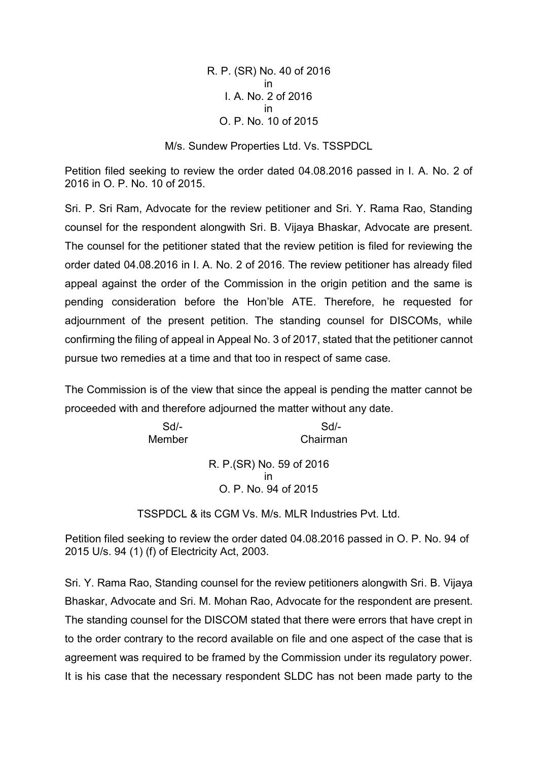R. P. (SR) No. 40 of 2016
in
I. A. No. 2 of 2016
in
O. P. No. 10 of 2015

M/s. Sundew Properties Ltd. Vs. TSSPDCL

Petition filed seeking to review the order dated 04.08.2016 passed in I. A. No. 2 of 2016 in O. P. No. 10 of 2015.

Sri. P. Sri Ram, Advocate for the review petitioner and Sri. Y. Rama Rao, Standing counsel for the respondent alongwith Sri. B. Vijaya Bhaskar, Advocate are present. The counsel for the petitioner stated that the review petition is filed for reviewing the order dated 04.08.2016 in I. A. No. 2 of 2016. The review petitioner has already filed appeal against the order of the Commission in the origin petition and the same is pending consideration before the Hon'ble ATE. Therefore, he requested for adjournment of the present petition. The standing counsel for DISCOMs, while confirming the filing of appeal in Appeal No. 3 of 2017, stated that the petitioner cannot pursue two remedies at a time and that too in respect of same case.

The Commission is of the view that since the appeal is pending the matter cannot be proceeded with and therefore adjourned the matter without any date.

| Sd/- | Sd/- |
|---|---|
| Member | Chairman |

R. P.(SR) No. 59 of 2016
in
O. P. No. 94 of 2015

TSSPDCL & its CGM Vs. M/s. MLR Industries Pvt. Ltd.

Petition filed seeking to review the order dated 04.08.2016 passed in O. P. No. 94 of 2015 U/s. 94 (1) (f) of Electricity Act, 2003.

Sri. Y. Rama Rao, Standing counsel for the review petitioners alongwith Sri. B. Vijaya Bhaskar, Advocate and Sri. M. Mohan Rao, Advocate for the respondent are present. The standing counsel for the DISCOM stated that there were errors that have crept in to the order contrary to the record available on file and one aspect of the case that is agreement was required to be framed by the Commission under its regulatory power. It is his case that the necessary respondent SLDC has not been made party to the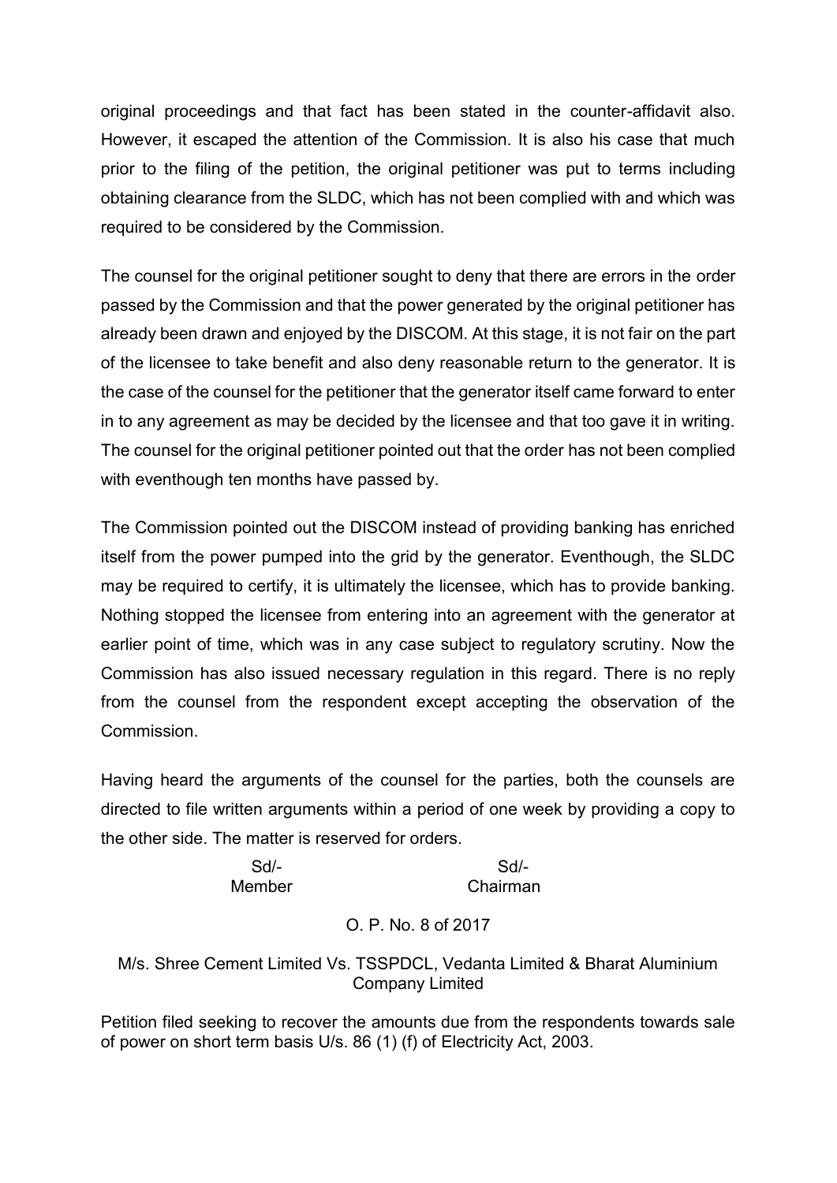original proceedings and that fact has been stated in the counter-affidavit also. However, it escaped the attention of the Commission. It is also his case that much prior to the filing of the petition, the original petitioner was put to terms including obtaining clearance from the SLDC, which has not been complied with and which was required to be considered by the Commission.

The counsel for the original petitioner sought to deny that there are errors in the order passed by the Commission and that the power generated by the original petitioner has already been drawn and enjoyed by the DISCOM. At this stage, it is not fair on the part of the licensee to take benefit and also deny reasonable return to the generator. It is the case of the counsel for the petitioner that the generator itself came forward to enter in to any agreement as may be decided by the licensee and that too gave it in writing. The counsel for the original petitioner pointed out that the order has not been complied with eventhough ten months have passed by.

The Commission pointed out the DISCOM instead of providing banking has enriched itself from the power pumped into the grid by the generator. Eventhough, the SLDC may be required to certify, it is ultimately the licensee, which has to provide banking. Nothing stopped the licensee from entering into an agreement with the generator at earlier point of time, which was in any case subject to regulatory scrutiny. Now the Commission has also issued necessary regulation in this regard. There is no reply from the counsel from the respondent except accepting the observation of the Commission.

Having heard the arguments of the counsel for the parties, both the counsels are directed to file written arguments within a period of one week by providing a copy to the other side. The matter is reserved for orders.

| Sd/- | Sd/- |
|---|---|
| Member | Chairman |

O. P. No. 8 of 2017

M/s. Shree Cement Limited Vs. TSSPDCL, Vedanta Limited & Bharat Aluminium Company Limited

Petition filed seeking to recover the amounts due from the respondents towards sale of power on short term basis U/s. 86 (1) (f) of Electricity Act, 2003.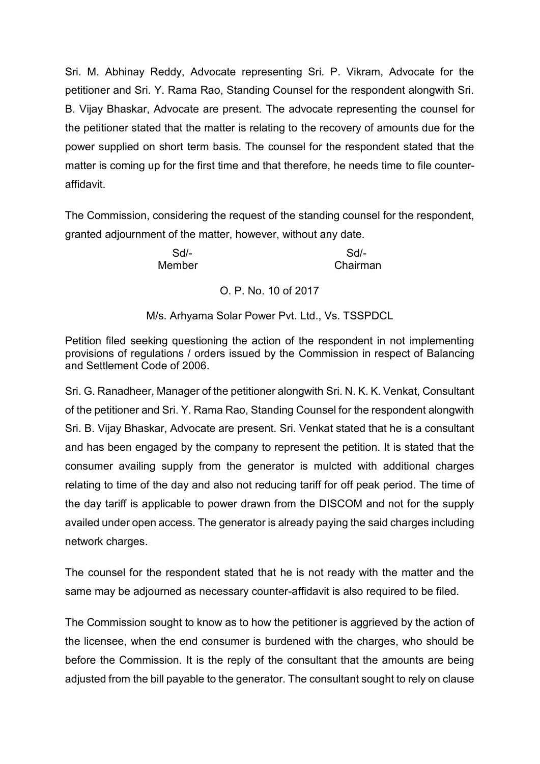Sri. M. Abhinay Reddy, Advocate representing Sri. P. Vikram, Advocate for the petitioner and Sri. Y. Rama Rao, Standing Counsel for the respondent alongwith Sri. B. Vijay Bhaskar, Advocate are present. The advocate representing the counsel for the petitioner stated that the matter is relating to the recovery of amounts due for the power supplied on short term basis. The counsel for the respondent stated that the matter is coming up for the first time and that therefore, he needs time to file counter-affidavit.

The Commission, considering the request of the standing counsel for the respondent, granted adjournment of the matter, however, without any date.

| Sd/- | Sd/- |
|---|---|
| Member | Chairman |

O. P. No. 10 of 2017

M/s. Arhyama Solar Power Pvt. Ltd., Vs. TSSPDCL

Petition filed seeking questioning the action of the respondent in not implementing provisions of regulations / orders issued by the Commission in respect of Balancing and Settlement Code of 2006.

Sri. G. Ranadheer, Manager of the petitioner alongwith Sri. N. K. K. Venkat, Consultant of the petitioner and Sri. Y. Rama Rao, Standing Counsel for the respondent alongwith Sri. B. Vijay Bhaskar, Advocate are present. Sri. Venkat stated that he is a consultant and has been engaged by the company to represent the petition. It is stated that the consumer availing supply from the generator is mulcted with additional charges relating to time of the day and also not reducing tariff for off peak period. The time of the day tariff is applicable to power drawn from the DISCOM and not for the supply availed under open access. The generator is already paying the said charges including network charges.

The counsel for the respondent stated that he is not ready with the matter and the same may be adjourned as necessary counter-affidavit is also required to be filed.

The Commission sought to know as to how the petitioner is aggrieved by the action of the licensee, when the end consumer is burdened with the charges, who should be before the Commission. It is the reply of the consultant that the amounts are being adjusted from the bill payable to the generator. The consultant sought to rely on clause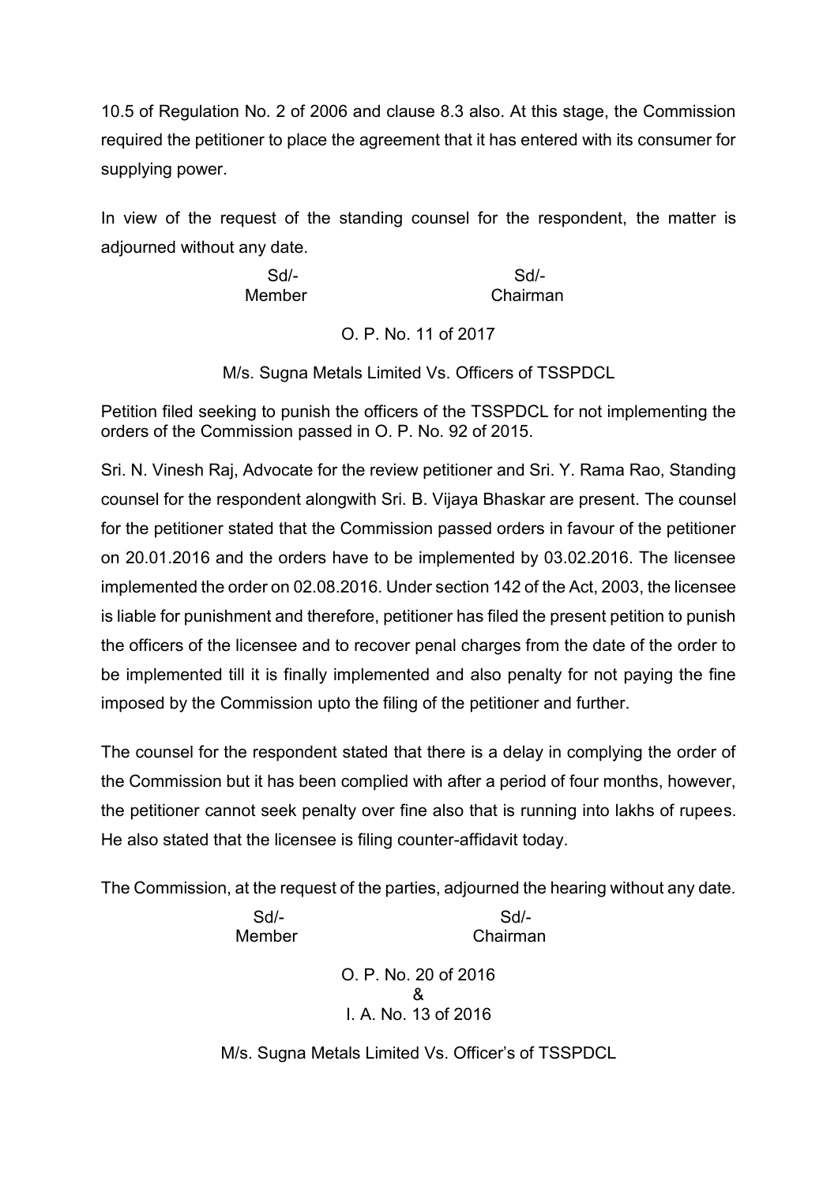10.5 of Regulation No. 2 of 2006 and clause 8.3 also. At this stage, the Commission required the petitioner to place the agreement that it has entered with its consumer for supplying power.

In view of the request of the standing counsel for the respondent, the matter is adjourned without any date.

| Sd/- | Sd/- |
|---|---|
| Member | Chairman |

O. P. No. 11 of 2017

M/s. Sugna Metals Limited Vs. Officers of TSSPDCL

Petition filed seeking to punish the officers of the TSSPDCL for not implementing the orders of the Commission passed in O. P. No. 92 of 2015.

Sri. N. Vinesh Raj, Advocate for the review petitioner and Sri. Y. Rama Rao, Standing counsel for the respondent alongwith Sri. B. Vijaya Bhaskar are present. The counsel for the petitioner stated that the Commission passed orders in favour of the petitioner on 20.01.2016 and the orders have to be implemented by 03.02.2016. The licensee implemented the order on 02.08.2016. Under section 142 of the Act, 2003, the licensee is liable for punishment and therefore, petitioner has filed the present petition to punish the officers of the licensee and to recover penal charges from the date of the order to be implemented till it is finally implemented and also penalty for not paying the fine imposed by the Commission upto the filing of the petitioner and further.

The counsel for the respondent stated that there is a delay in complying the order of the Commission but it has been complied with after a period of four months, however, the petitioner cannot seek penalty over fine also that is running into lakhs of rupees. He also stated that the licensee is filing counter-affidavit today.

The Commission, at the request of the parties, adjourned the hearing without any date.

| Sd/- | Sd/- |
|---|---|
| Member | Chairman |

O. P. No. 20 of 2016
&
I. A. No. 13 of 2016

M/s. Sugna Metals Limited Vs. Officer's of TSSPDCL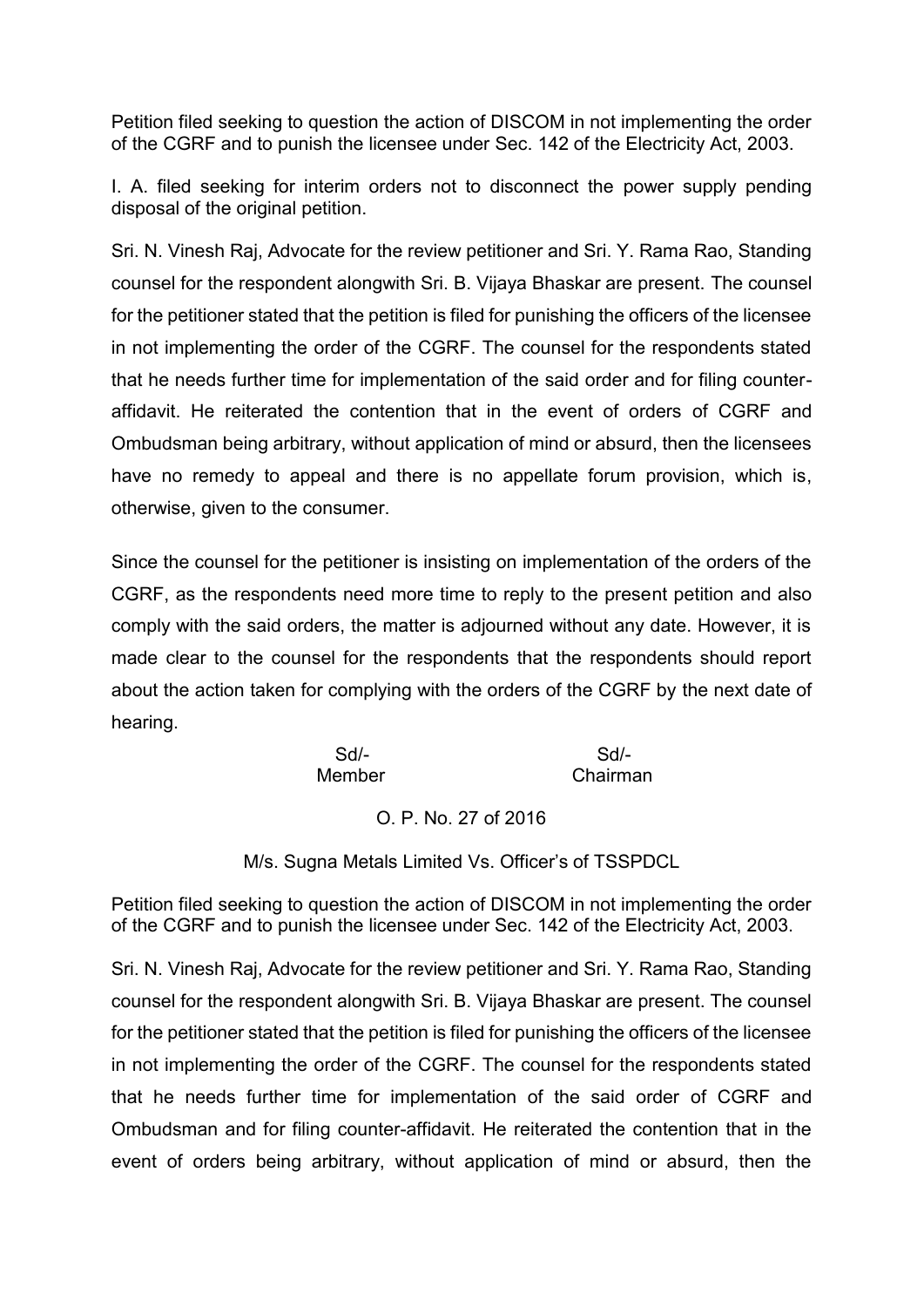Petition filed seeking to question the action of DISCOM in not implementing the order of the CGRF and to punish the licensee under Sec. 142 of the Electricity Act, 2003.

I. A. filed seeking for interim orders not to disconnect the power supply pending disposal of the original petition.

Sri. N. Vinesh Raj, Advocate for the review petitioner and Sri. Y. Rama Rao, Standing counsel for the respondent alongwith Sri. B. Vijaya Bhaskar are present. The counsel for the petitioner stated that the petition is filed for punishing the officers of the licensee in not implementing the order of the CGRF. The counsel for the respondents stated that he needs further time for implementation of the said order and for filing counter-affidavit. He reiterated the contention that in the event of orders of CGRF and Ombudsman being arbitrary, without application of mind or absurd, then the licensees have no remedy to appeal and there is no appellate forum provision, which is, otherwise, given to the consumer.

Since the counsel for the petitioner is insisting on implementation of the orders of the CGRF, as the respondents need more time to reply to the present petition and also comply with the said orders, the matter is adjourned without any date. However, it is made clear to the counsel for the respondents that the respondents should report about the action taken for complying with the orders of the CGRF by the next date of hearing.

| Sd/- | Sd/- |
|---|---|
| Member | Chairman |

O. P. No. 27 of 2016

M/s. Sugna Metals Limited Vs. Officer's of TSSPDCL

Petition filed seeking to question the action of DISCOM in not implementing the order of the CGRF and to punish the licensee under Sec. 142 of the Electricity Act, 2003.

Sri. N. Vinesh Raj, Advocate for the review petitioner and Sri. Y. Rama Rao, Standing counsel for the respondent alongwith Sri. B. Vijaya Bhaskar are present. The counsel for the petitioner stated that the petition is filed for punishing the officers of the licensee in not implementing the order of the CGRF. The counsel for the respondents stated that he needs further time for implementation of the said order of CGRF and Ombudsman and for filing counter-affidavit. He reiterated the contention that in the event of orders being arbitrary, without application of mind or absurd, then the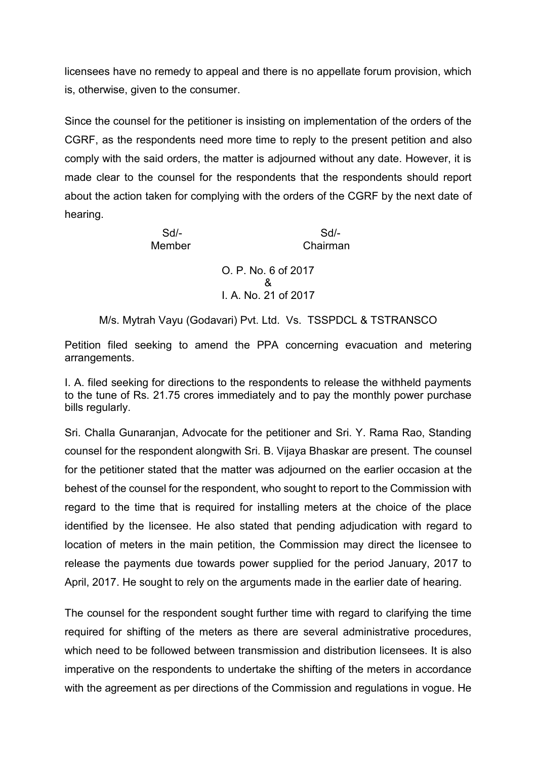licensees have no remedy to appeal and there is no appellate forum provision, which is, otherwise, given to the consumer.

Since the counsel for the petitioner is insisting on implementation of the orders of the CGRF, as the respondents need more time to reply to the present petition and also comply with the said orders, the matter is adjourned without any date. However, it is made clear to the counsel for the respondents that the respondents should report about the action taken for complying with the orders of the CGRF by the next date of hearing.

| Sd/- | Sd/- |
|---|---|
| Member | Chairman |

O. P. No. 6 of 2017
&
I. A. No. 21 of 2017

M/s. Mytrah Vayu (Godavari) Pvt. Ltd. Vs. TSSPDCL & TSTRANSCO

Petition filed seeking to amend the PPA concerning evacuation and metering arrangements.

I. A. filed seeking for directions to the respondents to release the withheld payments to the tune of Rs. 21.75 crores immediately and to pay the monthly power purchase bills regularly.

Sri. Challa Gunaranjan, Advocate for the petitioner and Sri. Y. Rama Rao, Standing counsel for the respondent alongwith Sri. B. Vijaya Bhaskar are present. The counsel for the petitioner stated that the matter was adjourned on the earlier occasion at the behest of the counsel for the respondent, who sought to report to the Commission with regard to the time that is required for installing meters at the choice of the place identified by the licensee. He also stated that pending adjudication with regard to location of meters in the main petition, the Commission may direct the licensee to release the payments due towards power supplied for the period January, 2017 to April, 2017. He sought to rely on the arguments made in the earlier date of hearing.

The counsel for the respondent sought further time with regard to clarifying the time required for shifting of the meters as there are several administrative procedures, which need to be followed between transmission and distribution licensees. It is also imperative on the respondents to undertake the shifting of the meters in accordance with the agreement as per directions of the Commission and regulations in vogue. He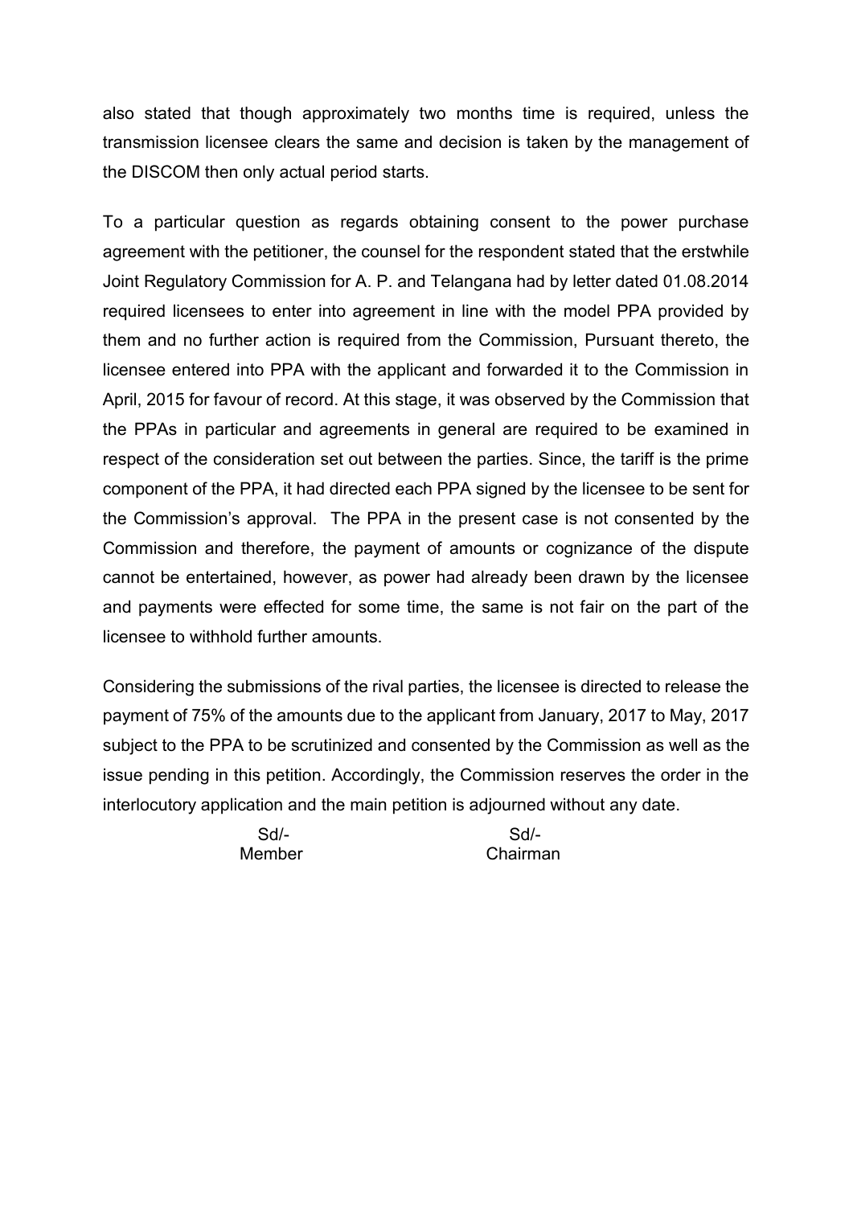also stated that though approximately two months time is required, unless the transmission licensee clears the same and decision is taken by the management of the DISCOM then only actual period starts.

To a particular question as regards obtaining consent to the power purchase agreement with the petitioner, the counsel for the respondent stated that the erstwhile Joint Regulatory Commission for A. P. and Telangana had by letter dated 01.08.2014 required licensees to enter into agreement in line with the model PPA provided by them and no further action is required from the Commission, Pursuant thereto, the licensee entered into PPA with the applicant and forwarded it to the Commission in April, 2015 for favour of record. At this stage, it was observed by the Commission that the PPAs in particular and agreements in general are required to be examined in respect of the consideration set out between the parties. Since, the tariff is the prime component of the PPA, it had directed each PPA signed by the licensee to be sent for the Commission's approval. The PPA in the present case is not consented by the Commission and therefore, the payment of amounts or cognizance of the dispute cannot be entertained, however, as power had already been drawn by the licensee and payments were effected for some time, the same is not fair on the part of the licensee to withhold further amounts.

Considering the submissions of the rival parties, the licensee is directed to release the payment of 75% of the amounts due to the applicant from January, 2017 to May, 2017 subject to the PPA to be scrutinized and consented by the Commission as well as the issue pending in this petition. Accordingly, the Commission reserves the order in the interlocutory application and the main petition is adjourned without any date.

| | |
|---|---|
| Sd/- | Sd/- |
| Member | Chairman |